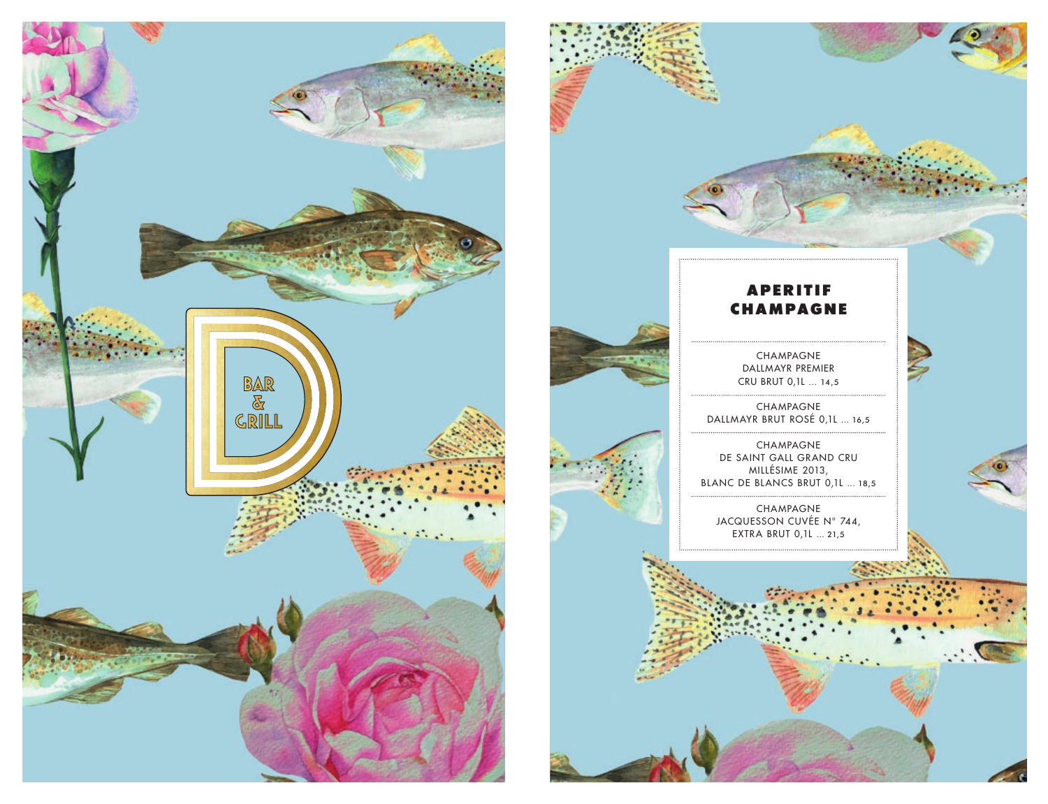D

BAR & GRILL

# APERITIF CHAMPAGNE

CHAMPAGNE DALLMAYR PREMIER CRU BRUT 0,1L ... 14,5

CHAMPAGNE DALLMAYR BRUT ROSÉ 0,1L ... 16,5

CHAMPAGNE DE SAINT GALL GRAND CRU MILLÉSIME 2013, BLANC DE BLANCS BRUT 0,1L ... 18,5

CHAMPAGNE JACQUESSON CUVÉE N° 744, EXTRA BRUT 0,1L ... 21,5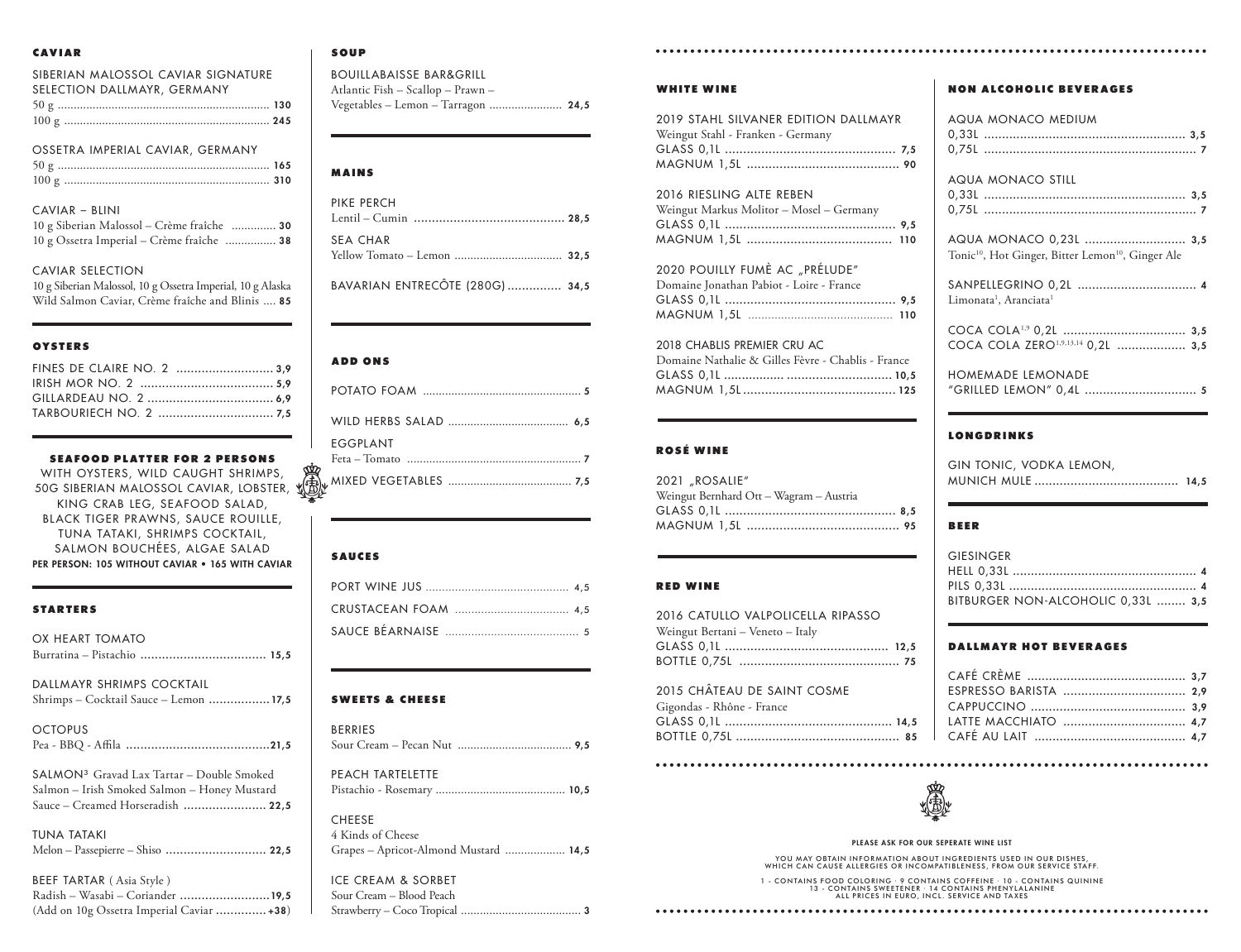## CAVIAR

SIBERIAN MALOSSOL CAVIAR SIGNATURE SELECTION DALLMAYR, GERMANY
50 g ........ **130**
100 g ........ **245**

OSSETRA IMPERIAL CAVIAR, GERMANY
50 g ........ **165**
100 g ........ **310**

CAVIAR – BLINI
10 g Siberian Malossol – Crème fraîche ........ **30**
10 g Ossetra Imperial – Crème fraîche ........ **38**

CAVIAR SELECTION
10 g Siberian Malossol, 10 g Ossetra Imperial, 10 g Alaska Wild Salmon Caviar, Crème fraîche and Blinis .... **85**

## OYSTERS

FINES DE CLAIRE NO. 2 ........ **3,9**
IRISH MOR NO. 2 ........ **5,9**
GILLARDEAU NO. 2 ........ **6,9**
TARBOURIECH NO. 2 ........ **7,5**

## SEAFOOD PLATTER FOR 2 PERSONS

WITH OYSTERS, WILD CAUGHT SHRIMPS, 50G SIBERIAN MALOSSOL CAVIAR, LOBSTER, KING CRAB LEG, SEAFOOD SALAD, BLACK TIGER PRAWNS, SAUCE ROUILLE, TUNA TATAKI, SHRIMPS COCKTAIL, SALMON BOUCHÉES, ALGAE SALAD
**PER PERSON: 105 WITHOUT CAVIAR • 165 WITH CAVIAR**

## STARTERS

OX HEART TOMATO
Burratina – Pistachio ........ **15,5**

DALLMAYR SHRIMPS COCKTAIL
Shrimps – Cocktail Sauce – Lemon ........ **17,5**

OCTOPUS
Pea - BBQ - Affila ........ **21,5**

SALMON[3] Gravad Lax Tartar – Double Smoked Salmon – Irish Smoked Salmon – Honey Mustard Sauce – Creamed Horseradish ........ **22,5**

TUNA TATAKI
Melon – Passepierre – Shiso ........ **22,5**

BEEF TARTAR ( Asia Style )
Radish – Wasabi – Coriander ........ **19,5**
(Add on 10g Ossetra Imperial Caviar ........ **+38**)

## SOUP

BOUILLABAISSE BAR&GRILL
Atlantic Fish – Scallop – Prawn – Vegetables – Lemon – Tarragon ........ **24,5**

## MAINS

PIKE PERCH
Lentil – Cumin ........ **28,5**

SEA CHAR
Yellow Tomato – Lemon ........ **32,5**

BAVARIAN ENTRECÔTE (280G) ........ **34,5**

## ADD ONS

POTATO FOAM ........ **5**

WILD HERBS SALAD ........ **6,5**

EGGPLANT
Feta – Tomato ........ **7**

MIXED VEGETABLES ........ **7,5**

## SAUCES

PORT WINE JUS ........ 4,5
CRUSTACEAN FOAM ........ 4,5
SAUCE BÉARNAISE ........ 5

## SWEETS & CHEESE

BERRIES
Sour Cream – Pecan Nut ........ **9,5**

PEACH TARTELETTE
Pistachio - Rosemary ........ **10,5**

CHEESE
4 Kinds of Cheese
Grapes – Apricot-Almond Mustard ........ **14,5**

ICE CREAM & SORBET
Sour Cream – Blood Peach
Strawberry – Coco Tropical ........ **3**

## WHITE WINE

2019 STAHL SILVANER EDITION DALLMAYR
Weingut Stahl - Franken - Germany
GLASS 0,1L ........ **7,5**
MAGNUM 1,5L ........ **90**

2016 RIESLING ALTE REBEN
Weingut Markus Molitor – Mosel – Germany
GLASS 0,1L ........ **9,5**
MAGNUM 1,5L ........ **110**

2020 POUILLY FUMÈ AC „PRÉLUDE"
Domaine Jonathan Pabiot - Loire - France
GLASS 0,1L ........ **9,5**
MAGNUM 1,5L ........ **110**

2018 CHABLIS PREMIER CRU AC
Domaine Nathalie & Gilles Fèvre - Chablis - France
GLASS 0,1L ........ **10,5**
MAGNUM 1,5L ........ **125**

## ROSÉ WINE

2021 „ROSALIE"
Weingut Bernhard Ott – Wagram – Austria
GLASS 0,1L ........ **8,5**
MAGNUM 1,5L ........ **95**

## RED WINE

2016 CATULLO VALPOLICELLA RIPASSO
Weingut Bertani – Veneto – Italy
GLASS 0,1L ........ **12,5**
BOTTLE 0,75L ........ **75**

2015 CHÂTEAU DE SAINT COSME
Gigondas - Rhône - France
GLASS 0,1L ........ **14,5**
BOTTLE 0,75L ........ **85**

## NON ALCOHOLIC BEVERAGES

AQUA MONACO MEDIUM
0,33L ........ **3,5**
0,75L ........ **7**

AQUA MONACO STILL
0,33L ........ **3,5**
0,75L ........ **7**

AQUA MONACO 0,23L ........ **3,5**
Tonic[10], Hot Ginger, Bitter Lemon[10], Ginger Ale

SANPELLEGRINO 0,2L ........ **4**
Limonata[1], Aranciata[1]

COCA COLA[1,9] 0,2L ........ **3,5**
COCA COLA ZERO[1,9,13,14] 0,2L ........ **3,5**

HOMEMADE LEMONADE
"GRILLED LEMON" 0,4L ........ **5**

## LONGDRINKS

GIN TONIC, VODKA LEMON,
MUNICH MULE ........ **14,5**

## BEER

GIESINGER
HELL 0,33L ........ **4**
PILS 0,33L ........ **4**
BITBURGER NON-ALCOHOLIC 0,33L ........ **3,5**

## DALLMAYR HOT BEVERAGES

CAFÉ CRÈME ........ **3,7**
ESPRESSO BARISTA ........ **2,9**
CAPPUCCINO ........ **3,9**
LATTE MACCHIATO ........ **4,7**
CAFÉ AU LAIT ........ **4,7**

**PLEASE ASK FOR OUR SEPERATE WINE LIST**

YOU MAY OBTAIN INFORMATION ABOUT INGREDIENTS USED IN OUR DISHES, WHICH CAN CAUSE ALLERGIES OR INCOMPATIBLENESS, FROM OUR SERVICE STAFF.

1 - CONTAINS FOOD COLORING · 9 CONTAINS COFFEINE · 10 - CONTAINS QUININE
13 - CONTAINS SWEETENER · 14 CONTAINS PHENYLALANINE
ALL PRICES IN EURO, INCL. SERVICE AND TAXES